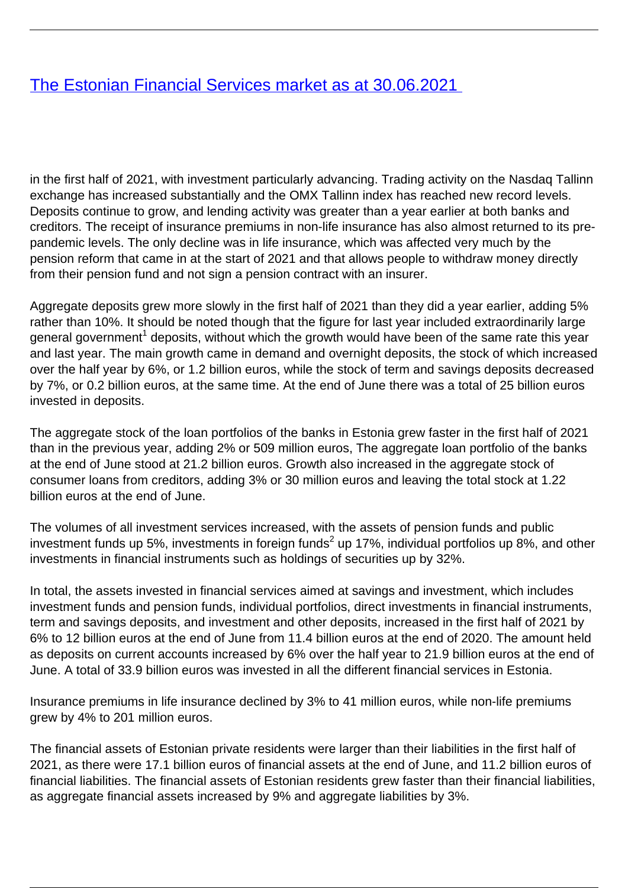# [The Estonian Financial Services market as at 30.06.2021](#)

in the first half of 2021, with investment particularly advancing. Trading activity on the Nasdaq Tallinn exchange has increased substantially and the OMX Tallinn index has reached new record levels. Deposits continue to grow, and lending activity was greater than a year earlier at both banks and creditors. The receipt of insurance premiums in non-life insurance has also almost returned to its pre-pandemic levels. The only decline was in life insurance, which was affected very much by the pension reform that came in at the start of 2021 and that allows people to withdraw money directly from their pension fund and not sign a pension contract with an insurer.

Aggregate deposits grew more slowly in the first half of 2021 than they did a year earlier, adding 5% rather than 10%. It should be noted though that the figure for last year included extraordinarily large general government[1] deposits, without which the growth would have been of the same rate this year and last year. The main growth came in demand and overnight deposits, the stock of which increased over the half year by 6%, or 1.2 billion euros, while the stock of term and savings deposits decreased by 7%, or 0.2 billion euros, at the same time. At the end of June there was a total of 25 billion euros invested in deposits.

The aggregate stock of the loan portfolios of the banks in Estonia grew faster in the first half of 2021 than in the previous year, adding 2% or 509 million euros, The aggregate loan portfolio of the banks at the end of June stood at 21.2 billion euros. Growth also increased in the aggregate stock of consumer loans from creditors, adding 3% or 30 million euros and leaving the total stock at 1.22 billion euros at the end of June.

The volumes of all investment services increased, with the assets of pension funds and public investment funds up 5%, investments in foreign funds[2] up 17%, individual portfolios up 8%, and other investments in financial instruments such as holdings of securities up by 32%.

In total, the assets invested in financial services aimed at savings and investment, which includes investment funds and pension funds, individual portfolios, direct investments in financial instruments, term and savings deposits, and investment and other deposits, increased in the first half of 2021 by 6% to 12 billion euros at the end of June from 11.4 billion euros at the end of 2020. The amount held as deposits on current accounts increased by 6% over the half year to 21.9 billion euros at the end of June. A total of 33.9 billion euros was invested in all the different financial services in Estonia.

Insurance premiums in life insurance declined by 3% to 41 million euros, while non-life premiums grew by 4% to 201 million euros.

The financial assets of Estonian private residents were larger than their liabilities in the first half of 2021, as there were 17.1 billion euros of financial assets at the end of June, and 11.2 billion euros of financial liabilities. The financial assets of Estonian residents grew faster than their financial liabilities, as aggregate financial assets increased by 9% and aggregate liabilities by 3%.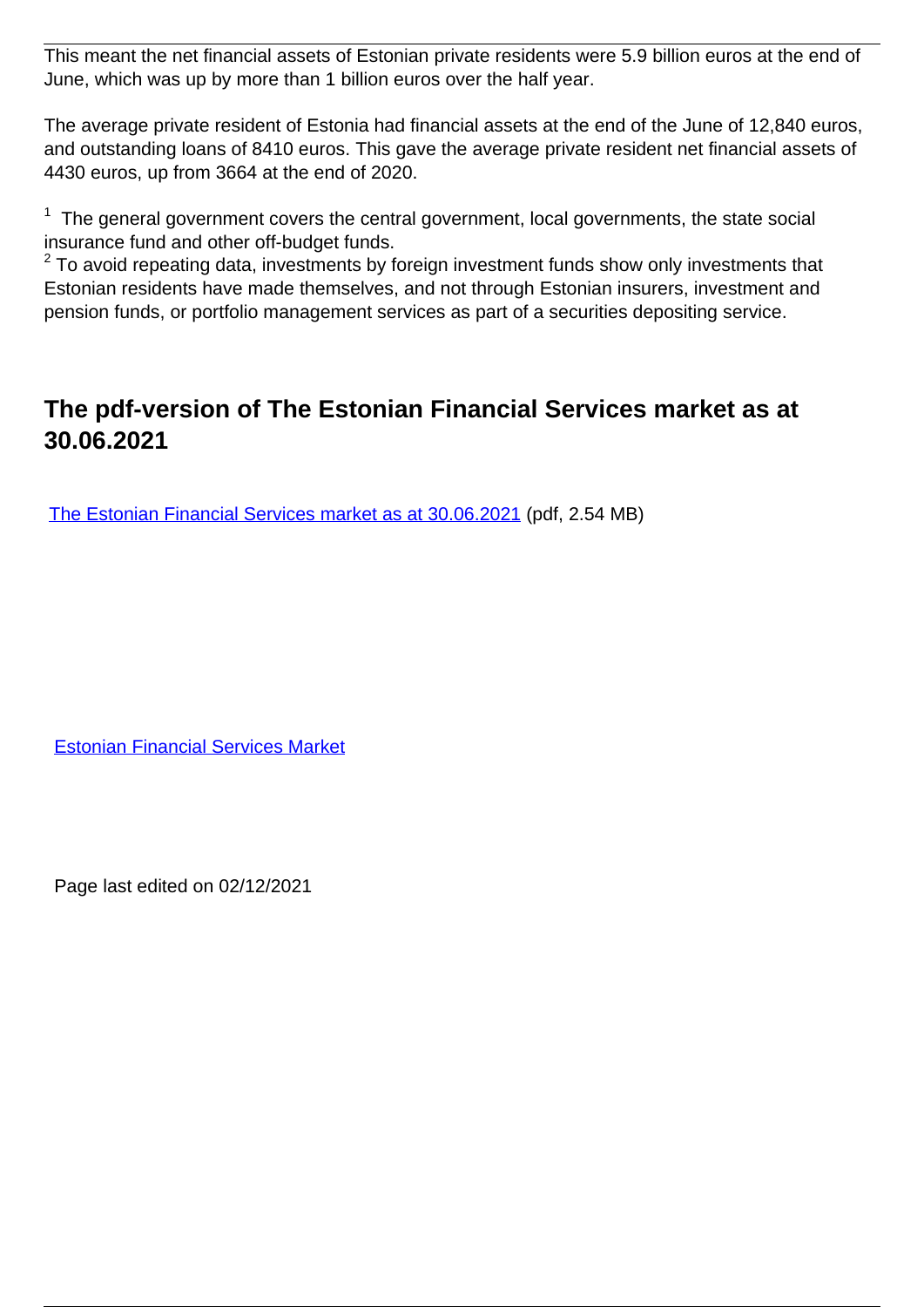This meant the net financial assets of Estonian private residents were 5.9 billion euros at the end of June, which was up by more than 1 billion euros over the half year.

The average private resident of Estonia had financial assets at the end of the June of 12,840 euros, and outstanding loans of 8410 euros. This gave the average private resident net financial assets of 4430 euros, up from 3664 at the end of 2020.

[1] The general government covers the central government, local governments, the state social insurance fund and other off-budget funds.
[2] To avoid repeating data, investments by foreign investment funds show only investments that Estonian residents have made themselves, and not through Estonian insurers, investment and pension funds, or portfolio management services as part of a securities depositing service.

## The pdf-version of The Estonian Financial Services market as at 30.06.2021

[The Estonian Financial Services market as at 30.06.2021](#) (pdf, 2.54 MB)

[Estonian Financial Services Market](#)

Page last edited on 02/12/2021